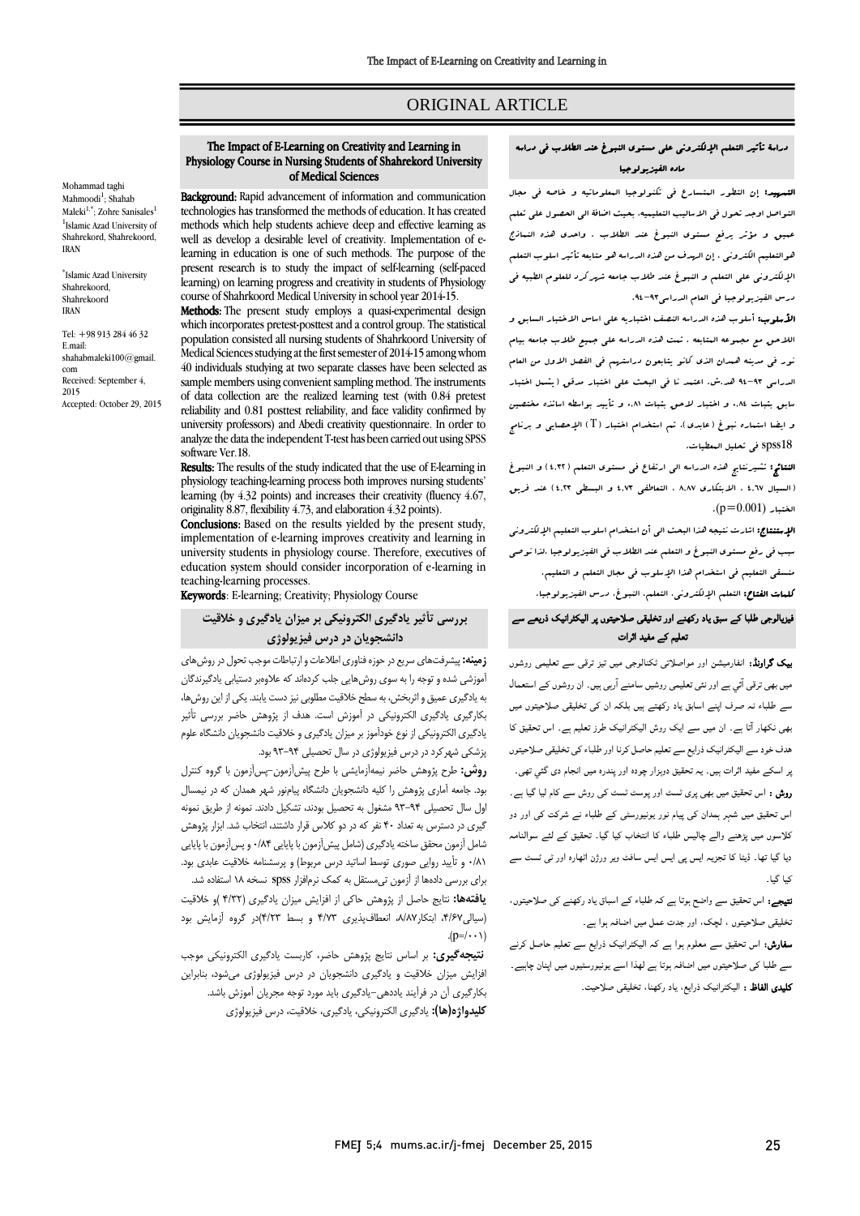ORIGINAL ARTICLE

# The Impact of E-Learning on Creativity and Learning in Physiology Course in Nursing Students of Shahrekord University of Medical Sciences

Mohammad taghi Mahmoodi[1]; Shahab Maleki[1,*]; Zohre Sanisales[1]
[1]Islamic Azad University of Shahrekord, Shahrekoord, IRAN

*Islamic Azad University Shahrekoord, Shahrekoord IRAN

Tel: +98 913 284 46 32
E.mail: shahabmaleki100@gmail.com
Received: September 4, 2015
Accepted: October 29, 2015

**Background:** Rapid advancement of information and communication technologies has transformed the methods of education. It has created methods which help students achieve deep and effective learning as well as develop a desirable level of creativity. Implementation of e-learning in education is one of such methods. The purpose of the present research is to study the impact of self-learning (self-paced learning) on learning progress and creativity in students of Physiology course of Shahrkoord Medical University in school year 2014-15.

**Methods:** The present study employs a quasi-experimental design which incorporates pretest-posttest and a control group. The statistical population consisted all nursing students of Shahrkoord University of Medical Sciences studying at the first semester of 2014-15 among whom 40 individuals studying at two separate classes have been selected as sample members using convenient sampling method. The instruments of data collection are the realized learning test (with 0.84 pretest reliability and 0.81 posttest reliability, and face validity confirmed by university professors) and Abedi creativity questionnaire. In order to analyze the data the independent T-test has been carried out using SPSS software Ver.18.

**Results:** The results of the study indicated that the use of E-learning in physiology teaching-learning process both improves nursing students' learning (by 4.32 points) and increases their creativity (fluency 4.67, originality 8.87, flexibility 4.73, and elaboration 4.32 points).

**Conclusions:** Based on the results yielded by the present study, implementation of e-learning improves creativity and learning in university students in physiology course. Therefore, executives of education system should consider incorporation of e-learning in teaching-learning processes.

**Keywords**: E-learning; Creativity; Physiology Course

## دراسة تأثير التعلم الإلكتروني على مستوى النبوغ عند الطلاب في دراسه ماده الفيزيولوجيا

**التمهيد:** إن التطور المتسارع في تكنولوجيا المعلوماتيه و خاصه في مجال التواصل اوجد تحول في الأساليب التعليميه، بحيث اضافة الى الحصول على تعلم عميق و مؤثر يرفع مستوى النبوغ عند الطلاب . واحدى هذه النماذج هوالتعليم الكتروني . إن الهدف من هذه الدراسه هو متابعه تأثير اسلوب التعلم الإلكتروني على التعلم و النبوغ عند طلاب جامعه شهركرد للعلوم الطبيه في درس الفيزيولوجيا في العام الدراسي ٩٣-٩٤.

**الأسلوب:** أسلوب هذه الدراسه النصف اختباريه على اساس الاختبار السابق و اللاحق مع مجموعه المتابعه . تمت هذه الدراسه على جميع طلاب جامعه پيام نور في مدينه همدان الذي كانو يتابعون دراستهم في الفصل الاول من العام الدراسي ٩٣-٩٤ هد.ش. اعتمد نا في البحث على اختبار محقق (يشمل اختبار سابق بثبات ٠.٨٤، و اختبار لاحق بثبات ٠.٨١ و تأييد بواسطه اساتذه مختصين و ايضا استماره نبوغ (عابدي). تم استخدام اختبار (T) الإحصائي و برنامج spss18 في تحليل المعطيات.

**النتائج:** تشيرنتايج هذه الدراسه الى ارتفاع في مستوى التعلم (٤.٣٢) و النبوغ (السيال ٤.٦٧ ، الابتكاري ٨.٨٧ ، التعاطفي ٤.٧٣ و البسطي ٤.٢٣) عند فريق الختبار (p=0.001).

**الإستنتاج:** اشارت نتيجه هذا البحث الى أن استخدام اسلوب التعليم الإلكتروني سبب في رفع مستوى النبوغ و التعلم عند الطلاب في الفيزيولوجيا ،لذا نوصي منسقي التعليم في استخدام هذا الإسلوب في مجال التعلم و التعليم.

**كلمات الفتاح:** التعلم الإلكتروني، التعلم، النبوغ، درس الفيزيولوجيا.

## فیزیالوجی طلبا کے سبق یاد رکھنے اور تخلیقی صلاحیتوں پر الیکٹرانیک ذریعے سے تعلیم کے مفید اثرات

**بیک گراونڈ:** انفارمیشن اور مواصلاتی ٹکنالوجی میں تیز ترقی سے تعلیمی روشوں میں بھی ترقی آئي ہے اور نئي تعلیمی روشیں سامنے آرہی ہیں۔ ان روشوں کے استعمال سے طلباء نہ صرف اپنے اسباق یاد رکھتے ہیں بلکہ ان کی تخلیقی صلاحیتوں میں بھی نکھار آتا ہے۔ ان میں سے ایک روش الیکٹرانیک طرز تعلیم ہے۔ اس تحقیق کا ہدف خود سے الیکٹرانیک ذرایع سے تعلیم حاصل کرنا اور طلباء کی تخلیقی صلاحیتوں پر اسکے مفید اثرات ہیں۔ یہ تحقیق دوہزار چودہ اور پندرہ میں انجام دی گئي تھی۔

**روش :** اس تحقیق میں بھی پری ٹسٹ اور پوسٹ ٹسٹ کی روش سے کام لیا گیا ہے۔ اس تحقیق میں شہر ہمدان کی پیام نور یونیورسٹی کے طلباء نے شرکت کی اور دو کلاسوں میں پڑھنے والے چالیس طلباء کا انتخاب کیا گیا۔ تحقیق کے لئے سوالنامہ دیا گیا تھا۔ ڈیٹا کا تجزیہ ایس پی ایس ایس سافٹ ویر ورژن اٹھارہ اور ٹی ٹسٹ سے کیا گيا۔

**نتیجے:** اس تحقیق سے واضح ہوتا ہے کہ طلباء کے اسباق یاد رکھنے کی صلاحیتوں، تخلیقی صلاحیتوں ، لچک، اور جدت عمل میں اضافہ ہوا ہے۔

**سفارش:** اس تحقیق سے معلوم ہوا ہے کہ الیکٹرانیک ذرایع سے تعلیم حاصل کرنے سے طلبا کی صلاحیتوں میں اضافہ ہوتا ہے لھذا اسے یونیورسٹیوں میں اپنانا چاہیے۔

**کلیدی الفاظ :** الیکٹرانیک ذرایع، یاد رکھنا، تخلیقی صلاحیت۔

## بررسی تأثیر یادگیری الکترونیکی بر میزان یادگیری و خلاقیت دانشجویان در درس فیزیولوژی

**زمینه:** پیشرفت‌های سریع در حوزه فناوری اطلاعات و ارتباطات موجب تحول در روش‌های آموزشی شده و توجه را به سوی روش‌هایی جلب کرده‌اند که علاوه‌بر دستیابی یادگیرندگان به یادگیری عمیق و اثربخش، به سطح خلاقیت مطلوبی نیز دست یابند. یکی از این روش‌ها، بکارگیری یادگیری الکترونیکی در آموزش است. هدف از پژوهش حاضر بررسی تأثیر یادگیری الکترونیکی از نوع خودآموز بر میزان یادگیری و خلاقیت دانشجویان دانشگاه علوم پزشکی شهرکرد در درس فیزیولوژی در سال تحصیلی ۹۴-۹۳ بود.

**روش:** طرح پژوهش حاضر نیمه‌آزمایشی با طرح پیش‌آزمون-پس‌آزمون با گروه کنترل بود. جامعه آماری پژوهش را کلیه دانشجویان دانشگاه پیام‌نور شهر همدان که در نیمسال اول سال تحصیلی ۹۴-۹۳ مشغول به تحصیل بودند، تشکیل دادند. نمونه از طریق نمونه گیری در دسترس به تعداد ۴۰ نفر که در دو کلاس قرار داشتند، انتخاب شد. ابزار پژوهش شامل آزمون محقق ساخته یادگیری (شامل پیش‌آزمون با پایایی ۰/۸۴ و پس‌آزمون با پایایی ۰/۸۱ و تأیید روایی صوری توسط اساتید درس مربوط) و پرسشنامه خلاقیت عابدی بود. برای بررسی داده‌ها از آزمون تی‌مستقل به کمک نرم‌افزار spss نسخه ۱۸ استفاده شد.

**یافته‌ها:** نتایج حاصل از پژوهش حاکی از افزایش میزان یادگیری (۴/۳۲ )و خلاقیت (سیالی۴/۶۷، ابتکار۸/۸۷، انعطاف‌پذیری ۴/۷۳ و بسط ۴/۲۳)در گروه آزمایش بود (p=/۰۰۱).

**نتیجه‌گیری:** بر اساس نتایج پژوهش حاضر، کاربست یادگیری الکترونیکی موجب افزایش میزان خلاقیت و یادگیری دانشجویان در درس فیزیولوژی می‌شود، بنابراین بکارگیری آن در فرآیند یاددهی-یادگیری باید مورد توجه مجریان آموزش باشد.

**کلیدواژه(ها):** یادگیری الکترونیکی، یادگیری، خلاقیت، درس فیزیولوژی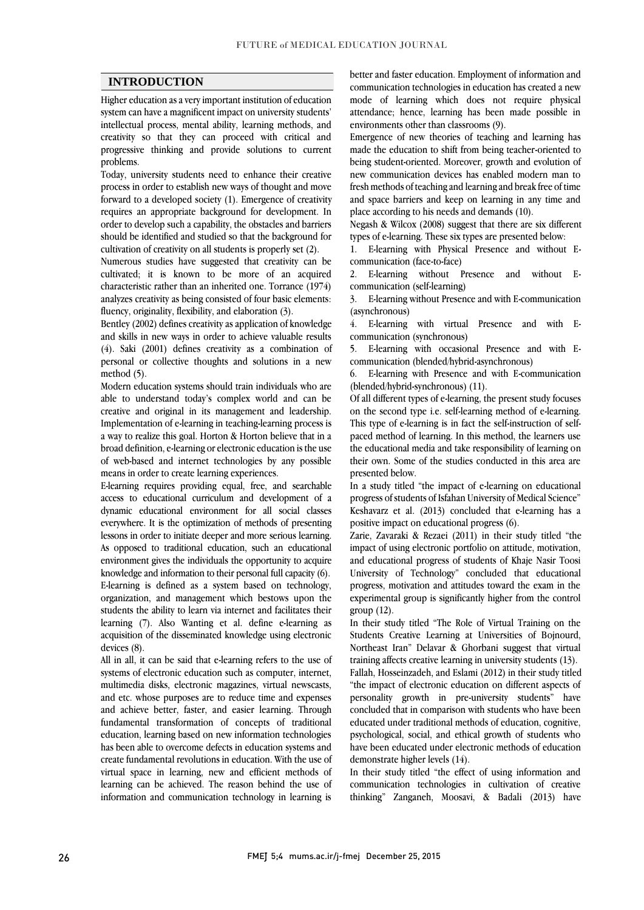## INTRODUCTION

Higher education as a very important institution of education system can have a magnificent impact on university students' intellectual process, mental ability, learning methods, and creativity so that they can proceed with critical and progressive thinking and provide solutions to current problems.

Today, university students need to enhance their creative process in order to establish new ways of thought and move forward to a developed society (1). Emergence of creativity requires an appropriate background for development. In order to develop such a capability, the obstacles and barriers should be identified and studied so that the background for cultivation of creativity on all students is properly set (2).

Numerous studies have suggested that creativity can be cultivated; it is known to be more of an acquired characteristic rather than an inherited one. Torrance (1974) analyzes creativity as being consisted of four basic elements: fluency, originality, flexibility, and elaboration (3).

Bentley (2002) defines creativity as application of knowledge and skills in new ways in order to achieve valuable results (4). Saki (2001) defines creativity as a combination of personal or collective thoughts and solutions in a new method (5).

Modern education systems should train individuals who are able to understand today's complex world and can be creative and original in its management and leadership. Implementation of e-learning in teaching-learning process is a way to realize this goal. Horton & Horton believe that in a broad definition, e-learning or electronic education is the use of web-based and internet technologies by any possible means in order to create learning experiences.

E-learning requires providing equal, free, and searchable access to educational curriculum and development of a dynamic educational environment for all social classes everywhere. It is the optimization of methods of presenting lessons in order to initiate deeper and more serious learning. As opposed to traditional education, such an educational environment gives the individuals the opportunity to acquire knowledge and information to their personal full capacity (6).

E-learning is defined as a system based on technology, organization, and management which bestows upon the students the ability to learn via internet and facilitates their learning (7). Also Wanting et al. define e-learning as acquisition of the disseminated knowledge using electronic devices (8).

All in all, it can be said that e-learning refers to the use of systems of electronic education such as computer, internet, multimedia disks, electronic magazines, virtual newscasts, and etc. whose purposes are to reduce time and expenses and achieve better, faster, and easier learning. Through fundamental transformation of concepts of traditional education, learning based on new information technologies has been able to overcome defects in education systems and create fundamental revolutions in education. With the use of virtual space in learning, new and efficient methods of learning can be achieved. The reason behind the use of information and communication technology in learning is better and faster education. Employment of information and communication technologies in education has created a new mode of learning which does not require physical attendance; hence, learning has been made possible in environments other than classrooms (9).

Emergence of new theories of teaching and learning has made the education to shift from being teacher-oriented to being student-oriented. Moreover, growth and evolution of new communication devices has enabled modern man to fresh methods of teaching and learning and break free of time and space barriers and keep on learning in any time and place according to his needs and demands (10).

Negash & Wilcox (2008) suggest that there are six different types of e-learning. These six types are presented below:

1. E-learning with Physical Presence and without E-communication (face-to-face)
2. E-learning without Presence and without E-communication (self-learning)
3. E-learning without Presence and with E-communication (asynchronous)
4. E-learning with virtual Presence and with E-communication (synchronous)
5. E-learning with occasional Presence and with E-communication (blended/hybrid-asynchronous)
6. E-learning with Presence and with E-communication (blended/hybrid-synchronous) (11).

Of all different types of e-learning, the present study focuses on the second type i.e. self-learning method of e-learning. This type of e-learning is in fact the self-instruction of self-paced method of learning. In this method, the learners use the educational media and take responsibility of learning on their own. Some of the studies conducted in this area are presented below.

In a study titled "the impact of e-learning on educational progress of students of Isfahan University of Medical Science" Keshavarz et al. (2013) concluded that e-learning has a positive impact on educational progress (6).

Zarie, Zavaraki & Rezaei (2011) in their study titled "the impact of using electronic portfolio on attitude, motivation, and educational progress of students of Khaje Nasir Toosi University of Technology" concluded that educational progress, motivation and attitudes toward the exam in the experimental group is significantly higher from the control group (12).

In their study titled "The Role of Virtual Training on the Students Creative Learning at Universities of Bojnourd, Northeast Iran" Delavar & Ghorbani suggest that virtual training affects creative learning in university students (13).

Fallah, Hosseinzadeh, and Eslami (2012) in their study titled "the impact of electronic education on different aspects of personality growth in pre-university students" have concluded that in comparison with students who have been educated under traditional methods of education, cognitive, psychological, social, and ethical growth of students who have been educated under electronic methods of education demonstrate higher levels (14).

In their study titled "the effect of using information and communication technologies in cultivation of creative thinking" Zanganeh, Moosavi, & Badali (2013) have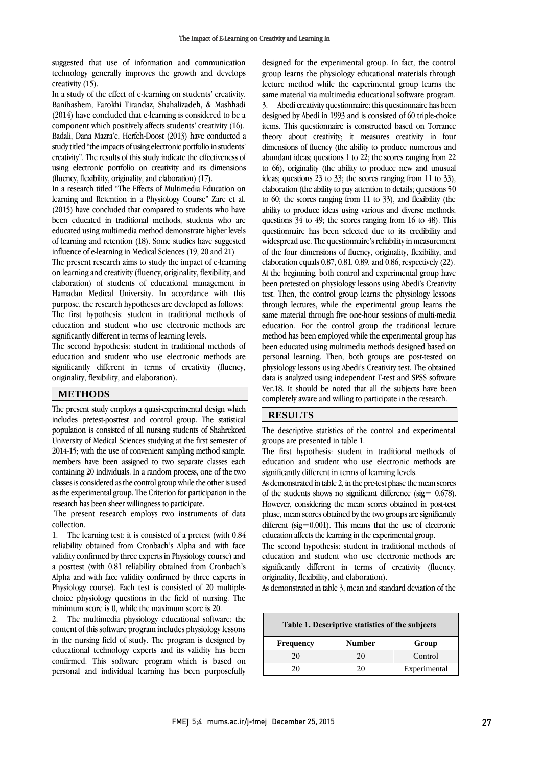suggested that use of information and communication technology generally improves the growth and develops creativity (15).

In a study of the effect of e-learning on students' creativity, Banihashem, Farokhi Tirandaz, Shahalizadeh, & Mashhadi (2014) have concluded that e-learning is considered to be a component which positively affects students' creativity (16). Badali, Dana Mazra'e, Herfeh-Doost (2013) have conducted a study titled "the impacts of using electronic portfolio in students' creativity". The results of this study indicate the effectiveness of using electronic portfolio on creativity and its dimensions (fluency, flexibility, originality, and elaboration) (17).

In a research titled "The Effects of Multimedia Education on learning and Retention in a Physiology Course" Zare et al. (2015) have concluded that compared to students who have been educated in traditional methods, students who are educated using multimedia method demonstrate higher levels of learning and retention (18). Some studies have suggested influence of e-learning in Medical Sciences (19, 20 and 21)

The present research aims to study the impact of e-learning on learning and creativity (fluency, originality, flexibility, and elaboration) of students of educational management in Hamadan Medical University. In accordance with this purpose, the research hypotheses are developed as follows:

The first hypothesis: student in traditional methods of education and student who use electronic methods are significantly different in terms of learning levels.

The second hypothesis: student in traditional methods of education and student who use electronic methods are significantly different in terms of creativity (fluency, originality, flexibility, and elaboration).

## METHODS

The present study employs a quasi-experimental design which includes pretest-posttest and control group. The statistical population is consisted of all nursing students of Shahrekord University of Medical Sciences studying at the first semester of 2014-15; with the use of convenient sampling method sample, members have been assigned to two separate classes each containing 20 individuals. In a random process, one of the two classes is considered as the control group while the other is used as the experimental group. The Criterion for participation in the research has been sheer willingness to participate.

The present research employs two instruments of data collection.

1. The learning test: it is consisted of a pretest (with 0.84 reliability obtained from Cronbach's Alpha and with face validity confirmed by three experts in Physiology course) and a posttest (with 0.81 reliability obtained from Cronbach's Alpha and with face validity confirmed by three experts in Physiology course). Each test is consisted of 20 multiple-choice physiology questions in the field of nursing. The minimum score is 0, while the maximum score is 20.
2. The multimedia physiology educational software: the content of this software program includes physiology lessons in the nursing field of study. The program is designed by educational technology experts and its validity has been confirmed. This software program which is based on personal and individual learning has been purposefully designed for the experimental group. In fact, the control group learns the physiology educational materials through lecture method while the experimental group learns the same material via multimedia educational software program.
3. Abedi creativity questionnaire: this questionnaire has been designed by Abedi in 1993 and is consisted of 60 triple-choice items. This questionnaire is constructed based on Torrance theory about creativity; it measures creativity in four dimensions of fluency (the ability to produce numerous and abundant ideas; questions 1 to 22; the scores ranging from 22 to 66), originality (the ability to produce new and unusual ideas; questions 23 to 33; the scores ranging from 11 to 33), elaboration (the ability to pay attention to details; questions 50 to 60; the scores ranging from 11 to 33), and flexibility (the ability to produce ideas using various and diverse methods; questions 34 to 49; the scores ranging from 16 to 48). This questionnaire has been selected due to its credibility and widespread use. The questionnaire's reliability in measurement of the four dimensions of fluency, originality, flexibility, and elaboration equals 0.87, 0.81, 0.89, and 0.86, respectively (22).

At the beginning, both control and experimental group have been pretested on physiology lessons using Abedi's Creativity test. Then, the control group learns the physiology lessons through lectures, while the experimental group learns the same material through five one-hour sessions of multi-media education. For the control group the traditional lecture method has been employed while the experimental group has been educated using multimedia methods designed based on personal learning. Then, both groups are post-tested on physiology lessons using Abedi's Creativity test. The obtained data is analyzed using independent T-test and SPSS software Ver.18. It should be noted that all the subjects have been completely aware and willing to participate in the research.

## RESULTS

The descriptive statistics of the control and experimental groups are presented in table 1.

The first hypothesis: student in traditional methods of education and student who use electronic methods are significantly different in terms of learning levels.

As demonstrated in table 2, in the pre-test phase the mean scores of the students shows no significant difference (sig= 0.678). However, considering the mean scores obtained in post-test phase, mean scores obtained by the two groups are significantly different (sig=0.001). This means that the use of electronic education affects the learning in the experimental group.

The second hypothesis: student in traditional methods of education and student who use electronic methods are significantly different in terms of creativity (fluency, originality, flexibility, and elaboration).

As demonstrated in table 3, mean and standard deviation of the

**Table 1. Descriptive statistics of the subjects**

| Frequency | Number | Group |
|---|---|---|
| 20 | 20 | Control |
| 20 | 20 | Experimental |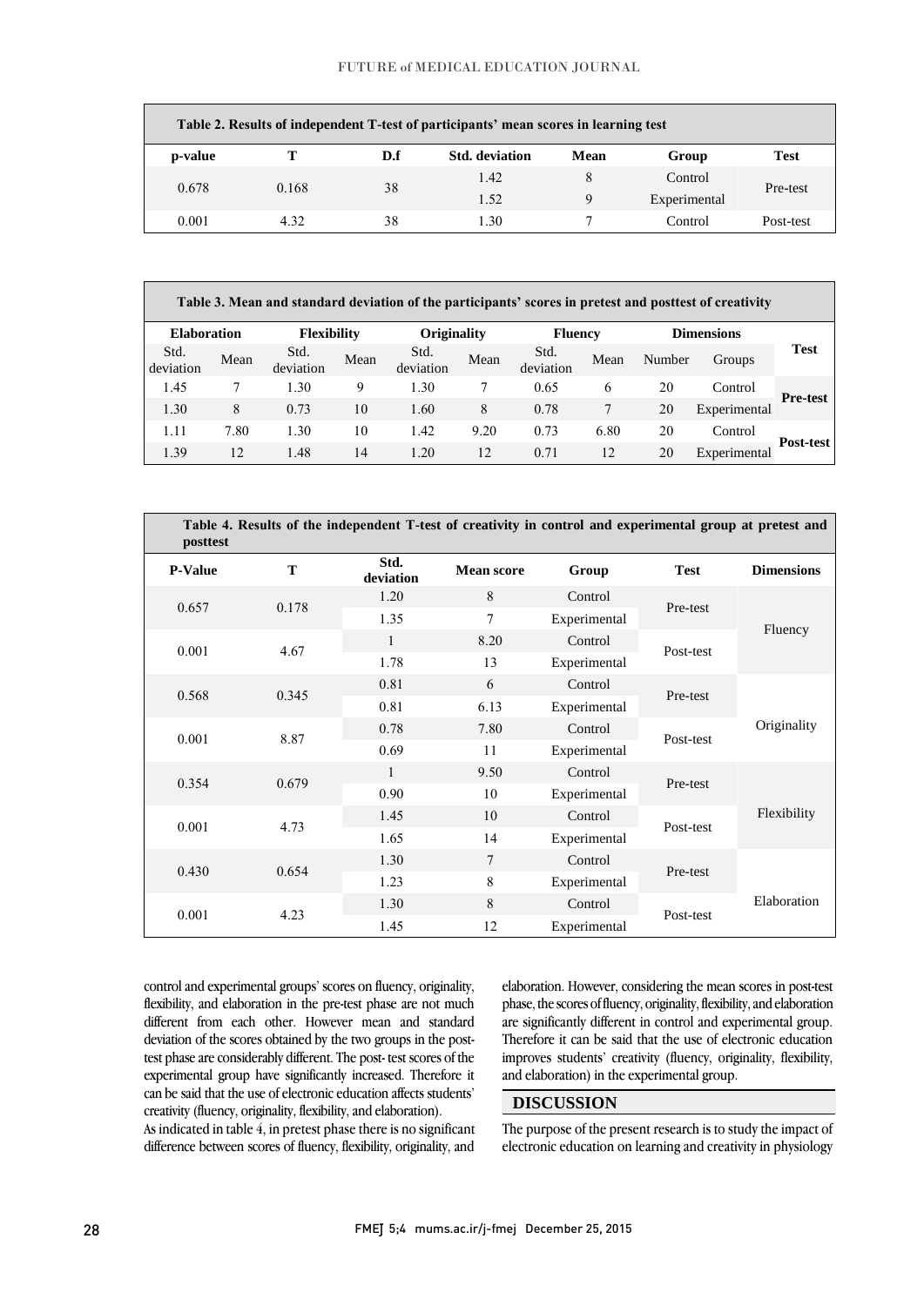**Table 2. Results of independent T-test of participants' mean scores in learning test**

| p-value | T | D.f | Std. deviation | Mean | Group | Test |
|---|---|---|---|---|---|---|
| 0.678 | 0.168 | 38 | 1.42 | 8 | Control | Pre-test |
| | | | 1.52 | 9 | Experimental | |
| 0.001 | 4.32 | 38 | 1.30 | 7 | Control | Post-test |

**Table 3. Mean and standard deviation of the participants' scores in pretest and posttest of creativity**

| Elaboration | | Flexibility | | Originality | | Fluency | | Dimensions | | Test |
|---|---|---|---|---|---|---|---|---|---|---|
| Std. deviation | Mean | Std. deviation | Mean | Std. deviation | Mean | Std. deviation | Mean | Number | Groups | |
| 1.45 | 7 | 1.30 | 9 | 1.30 | 7 | 0.65 | 6 | 20 | Control | Pre-test |
| 1.30 | 8 | 0.73 | 10 | 1.60 | 8 | 0.78 | 7 | 20 | Experimental | |
| 1.11 | 7.80 | 1.30 | 10 | 1.42 | 9.20 | 0.73 | 6.80 | 20 | Control | Post-test |
| 1.39 | 12 | 1.48 | 14 | 1.20 | 12 | 0.71 | 12 | 20 | Experimental | |

**Table 4. Results of the independent T-test of creativity in control and experimental group at pretest and posttest**

| P-Value | T | Std. deviation | Mean score | Group | Test | Dimensions |
|---|---|---|---|---|---|---|
| 0.657 | 0.178 | 1.20 | 8 | Control | Pre-test | Fluency |
| | | 1.35 | 7 | Experimental | | |
| 0.001 | 4.67 | 1 | 8.20 | Control | Post-test | |
| | | 1.78 | 13 | Experimental | | |
| 0.568 | 0.345 | 0.81 | 6 | Control | Pre-test | Originality |
| | | 0.81 | 6.13 | Experimental | | |
| 0.001 | 8.87 | 0.78 | 7.80 | Control | Post-test | |
| | | 0.69 | 11 | Experimental | | |
| 0.354 | 0.679 | 1 | 9.50 | Control | Pre-test | Flexibility |
| | | 0.90 | 10 | Experimental | | |
| 0.001 | 4.73 | 1.45 | 10 | Control | Post-test | |
| | | 1.65 | 14 | Experimental | | |
| 0.430 | 0.654 | 1.30 | 7 | Control | Pre-test | Elaboration |
| | | 1.23 | 8 | Experimental | | |
| 0.001 | 4.23 | 1.30 | 8 | Control | Post-test | |
| | | 1.45 | 12 | Experimental | | |

control and experimental groups' scores on fluency, originality, flexibility, and elaboration in the pre-test phase are not much different from each other. However mean and standard deviation of the scores obtained by the two groups in the post-test phase are considerably different. The post- test scores of the experimental group have significantly increased. Therefore it can be said that the use of electronic education affects students' creativity (fluency, originality, flexibility, and elaboration).

As indicated in table 4, in pretest phase there is no significant difference between scores of fluency, flexibility, originality, and elaboration. However, considering the mean scores in post-test phase, the scores of fluency, originality, flexibility, and elaboration are significantly different in control and experimental group. Therefore it can be said that the use of electronic education improves students' creativity (fluency, originality, flexibility, and elaboration) in the experimental group.

## DISCUSSION

The purpose of the present research is to study the impact of electronic education on learning and creativity in physiology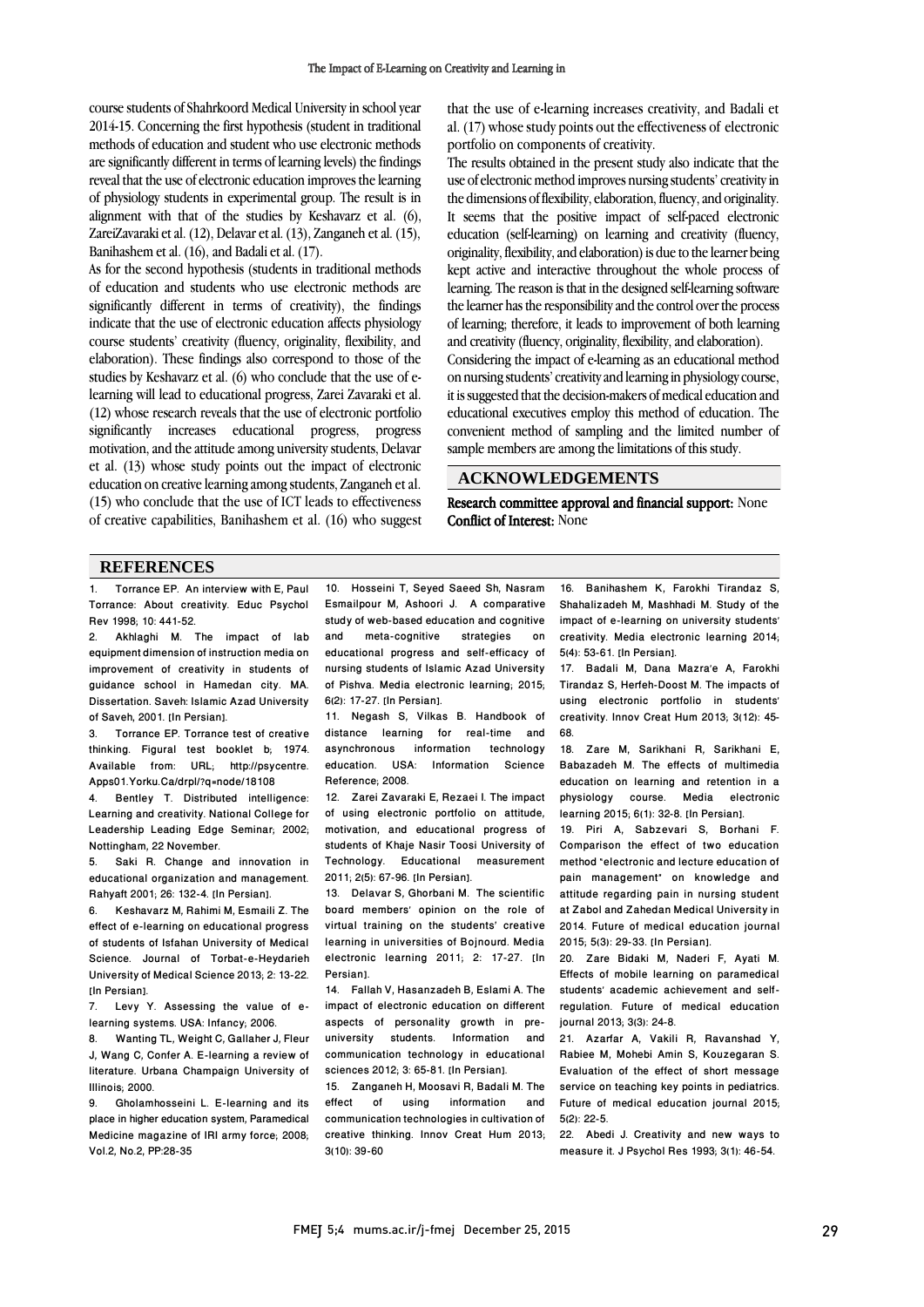course students of Shahrkoord Medical University in school year 2014-15. Concerning the first hypothesis (student in traditional methods of education and student who use electronic methods are significantly different in terms of learning levels) the findings reveal that the use of electronic education improves the learning of physiology students in experimental group. The result is in alignment with that of the studies by Keshavarz et al. (6), ZareiZavaraki et al. (12), Delavar et al. (13), Zanganeh et al. (15), Banihashem et al. (16), and Badali et al. (17).

As for the second hypothesis (students in traditional methods of education and students who use electronic methods are significantly different in terms of creativity), the findings indicate that the use of electronic education affects physiology course students' creativity (fluency, originality, flexibility, and elaboration). These findings also correspond to those of the studies by Keshavarz et al. (6) who conclude that the use of e-learning will lead to educational progress, Zarei Zavaraki et al. (12) whose research reveals that the use of electronic portfolio significantly increases educational progress, progress motivation, and the attitude among university students, Delavar et al. (13) whose study points out the impact of electronic education on creative learning among students, Zanganeh et al. (15) who conclude that the use of ICT leads to effectiveness of creative capabilities, Banihashem et al. (16) who suggest that the use of e-learning increases creativity, and Badali et al. (17) whose study points out the effectiveness of electronic portfolio on components of creativity.

The results obtained in the present study also indicate that the use of electronic method improves nursing students' creativity in the dimensions of flexibility, elaboration, fluency, and originality. It seems that the positive impact of self-paced electronic education (self-learning) on learning and creativity (fluency, originality, flexibility, and elaboration) is due to the learner being kept active and interactive throughout the whole process of learning. The reason is that in the designed self-learning software the learner has the responsibility and the control over the process of learning; therefore, it leads to improvement of both learning and creativity (fluency, originality, flexibility, and elaboration).

Considering the impact of e-learning as an educational method on nursing students' creativity and learning in physiology course, it is suggested that the decision-makers of medical education and educational executives employ this method of education. The convenient method of sampling and the limited number of sample members are among the limitations of this study.

## ACKNOWLEDGEMENTS

**Research committee approval and financial support:** None
**Conflict of Interest:** None

## REFERENCES

1. Torrance EP. An interview with E, Paul Torrance: About creativity. Educ Psychol Rev 1998; 10: 441-52.
2. Akhlaghi M. The impact of lab equipment dimension of instruction media on improvement of creativity in students of guidance school in Hamedan city. MA. Dissertation. Saveh: Islamic Azad University of Saveh, 2001. [In Persian].
3. Torrance EP. Torrance test of creative thinking. Figural test booklet b; 1974. Available from: URL; http://psycentre. Apps01.Yorku.Ca/drpl/?q=node/18108
4. Bentley T. Distributed intelligence: Learning and creativity. National College for Leadership Leading Edge Seminar; 2002; Nottingham, 22 November.
5. Saki R. Change and innovation in educational organization and management. Rahyaft 2001; 26: 132-4. [In Persian].
6. Keshavarz M, Rahimi M, Esmaili Z. The effect of e-learning on educational progress of students of Isfahan University of Medical Science. Journal of Torbat-e-Heydarieh University of Medical Science 2013; 2: 13-22. [In Persian].
7. Levy Y. Assessing the value of e-learning systems. USA: Infancy; 2006.
8. Wanting TL, Weight C, Gallaher J, Fleur J, Wang C, Confer A. E-learning a review of literature. Urbana Champaign University of Illinois; 2000.
9. Gholamhosseini L. E-learning and its place in higher education system, Paramedical Medicine magazine of IRI army force; 2008; Vol.2, No.2, PP:28-35
10. Hosseini T, Seyed Saeed Sh, Nasram Esmailpour M, Ashoori J. A comparative study of web-based education and cognitive and meta-cognitive strategies on educational progress and self-efficacy of nursing students of Islamic Azad University of Pishva. Media electronic learning; 2015; 6(2): 17-27. [In Persian].
11. Negash S, Vilkas B. Handbook of distance learning for real-time and asynchronous information technology education. USA: Information Science Reference; 2008.
12. Zarei Zavaraki E, Rezaei I. The impact of using electronic portfolio on attitude, motivation, and educational progress of students of Khaje Nasir Toosi University of Technology. Educational measurement 2011; 2(5): 67-96. [In Persian].
13. Delavar S, Ghorbani M. The scientific board members' opinion on the role of virtual training on the students' creative learning in universities of Bojnourd. Media electronic learning 2011; 2: 17-27. [In Persian].
14. Fallah V, Hasanzadeh B, Eslami A. The impact of electronic education on different aspects of personality growth in pre-university students. Information and communication technology in educational sciences 2012; 3: 65-81. [In Persian].
15. Zanganeh H, Moosavi R, Badali M. The effect of using information and communication technologies in cultivation of creative thinking. Innov Creat Hum 2013; 3(10): 39-60
16. Banihashem K, Farokhi Tirandaz S, Shahalizadeh M, Mashhadi M. Study of the impact of e-learning on university students' creativity. Media electronic learning 2014; 5(4): 53-61. [In Persian].
17. Badali M, Dana Mazra'e A, Farokhi Tirandaz S, Herfeh-Doost M. The impacts of using electronic portfolio in students' creativity. Innov Creat Hum 2013; 3(12): 45-68.
18. Zare M, Sarikhani R, Sarikhani E, Babazadeh M. The effects of multimedia education on learning and retention in a physiology course. Media electronic learning 2015; 6(1): 32-8. [In Persian].
19. Piri A, Sabzevari S, Borhani F. Comparison the effect of two education method "electronic and lecture education of pain management" on knowledge and attitude regarding pain in nursing student at Zabol and Zahedan Medical University in 2014. Future of medical education journal 2015; 5(3): 29-33. [In Persian].
20. Zare Bidaki M, Naderi F, Ayati M. Effects of mobile learning on paramedical students' academic achievement and self-regulation. Future of medical education journal 2013; 3(3): 24-8.
21. Azarfar A, Vakili R, Ravanshad Y, Rabiee M, Mohebi Amin S, Kouzegaran S. Evaluation of the effect of short message service on teaching key points in pediatrics. Future of medical education journal 2015; 5(2): 22-5.
22. Abedi J. Creativity and new ways to measure it. J Psychol Res 1993; 3(1): 46-54.